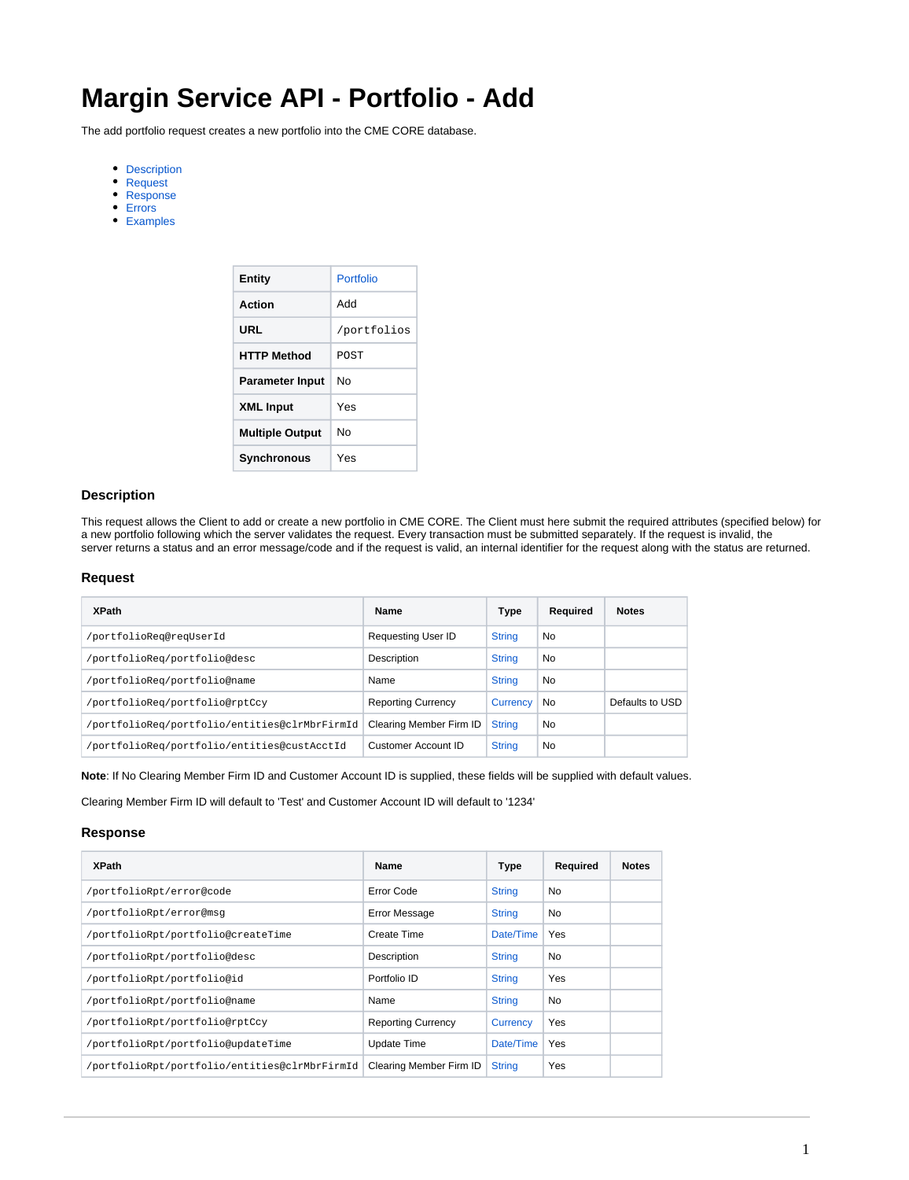# Margin Service API - Portfolio - Add

The add portfolio request creates a new portfolio into the CME CORE database.

- Description
- Request
- Response
- Errors
- Examples

| Entity | Portfolio |
|---|---|
| Action | Add |
| URL | /portfolios |
| HTTP Method | POST |
| Parameter Input | No |
| XML Input | Yes |
| Multiple Output | No |
| Synchronous | Yes |

### Description

This request allows the Client to add or create a new portfolio in CME CORE. The Client must here submit the required attributes (specified below) for a new portfolio following which the server validates the request. Every transaction must be submitted separately. If the request is invalid, the server returns a status and an error message/code and if the request is valid, an internal identifier for the request along with the status are returned.

### Request

| XPath | Name | Type | Required | Notes |
|---|---|---|---|---|
| /portfolioReq@reqUserId | Requesting User ID | String | No | |
| /portfolioReq/portfolio@desc | Description | String | No | |
| /portfolioReq/portfolio@name | Name | String | No | |
| /portfolioReq/portfolio@rptCcy | Reporting Currency | Currency | No | Defaults to USD |
| /portfolioReq/portfolio/entities@clrMbrFirmId | Clearing Member Firm ID | String | No | |
| /portfolioReq/portfolio/entities@custAcctId | Customer Account ID | String | No | |

**Note**: If No Clearing Member Firm ID and Customer Account ID is supplied, these fields will be supplied with default values.

Clearing Member Firm ID will default to 'Test' and Customer Account ID will default to '1234'

### Response

| XPath | Name | Type | Required | Notes |
|---|---|---|---|---|
| /portfolioRpt/error@code | Error Code | String | No | |
| /portfolioRpt/error@msg | Error Message | String | No | |
| /portfolioRpt/portfolio@createTime | Create Time | Date/Time | Yes | |
| /portfolioRpt/portfolio@desc | Description | String | No | |
| /portfolioRpt/portfolio@id | Portfolio ID | String | Yes | |
| /portfolioRpt/portfolio@name | Name | String | No | |
| /portfolioRpt/portfolio@rptCcy | Reporting Currency | Currency | Yes | |
| /portfolioRpt/portfolio@updateTime | Update Time | Date/Time | Yes | |
| /portfolioRpt/portfolio/entities@clrMbrFirmId | Clearing Member Firm ID | String | Yes | |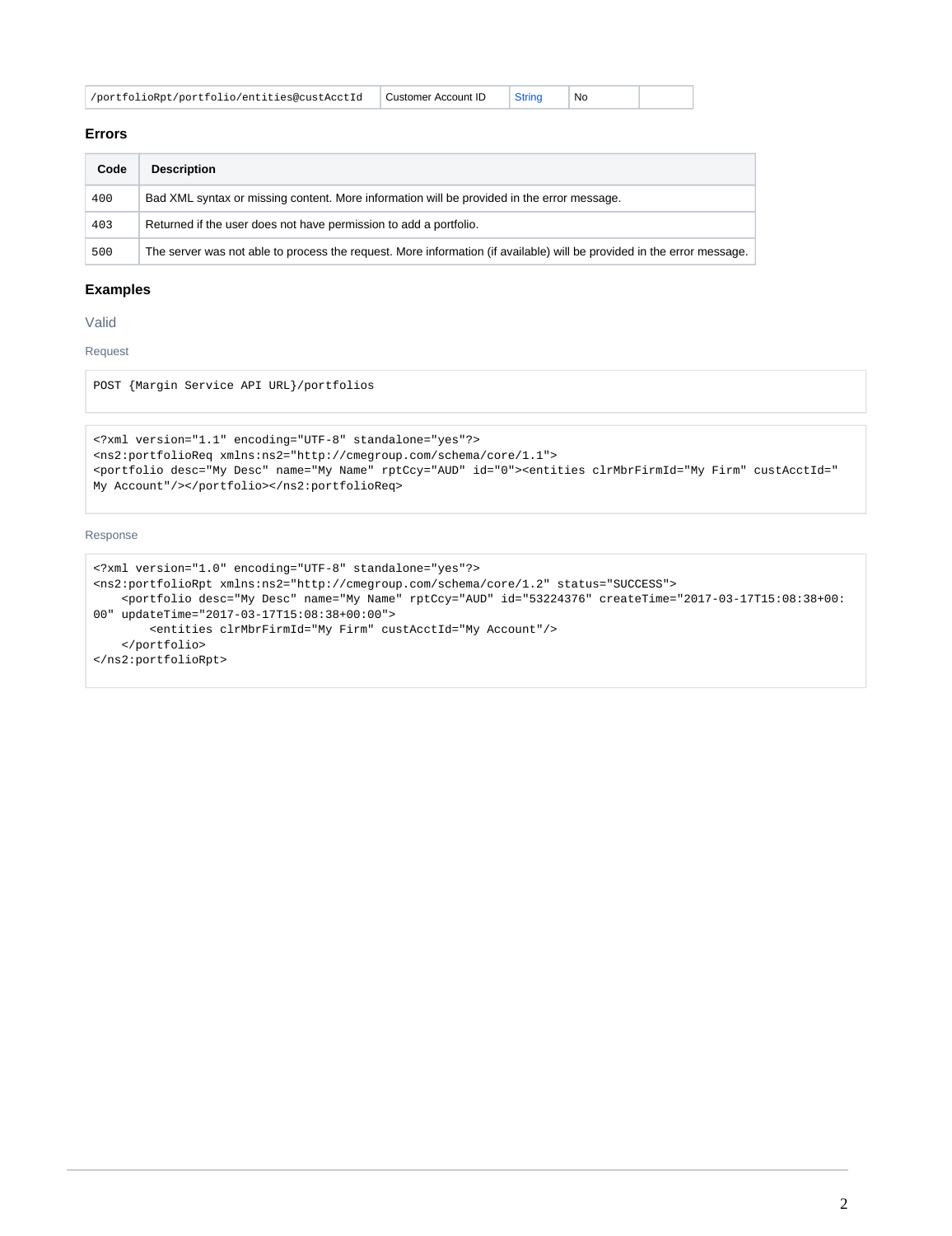| | | | | |
|---|---|---|---|---|
| /portfolioRpt/portfolio/entities@custAcctId | Customer Account ID | String | No | |

### Errors

| Code | Description |
|---|---|
| 400 | Bad XML syntax or missing content. More information will be provided in the error message. |
| 403 | Returned if the user does not have permission to add a portfolio. |
| 500 | The server was not able to process the request. More information (if available) will be provided in the error message. |

### Examples

#### Valid

Request

```
POST {Margin Service API URL}/portfolios
```

```
<?xml version="1.1" encoding="UTF-8" standalone="yes"?>
<ns2:portfolioReq xmlns:ns2="http://cmegroup.com/schema/core/1.1">
<portfolio desc="My Desc" name="My Name" rptCcy="AUD" id="0"><entities clrMbrFirmId="My Firm" custAcctId="
My Account"/></portfolio></ns2:portfolioReq>
```

Response

```
<?xml version="1.0" encoding="UTF-8" standalone="yes"?>
<ns2:portfolioRpt xmlns:ns2="http://cmegroup.com/schema/core/1.2" status="SUCCESS">
    <portfolio desc="My Desc" name="My Name" rptCcy="AUD" id="53224376" createTime="2017-03-17T15:08:38+00:
00" updateTime="2017-03-17T15:08:38+00:00">
        <entities clrMbrFirmId="My Firm" custAcctId="My Account"/>
    </portfolio>
</ns2:portfolioRpt>
```